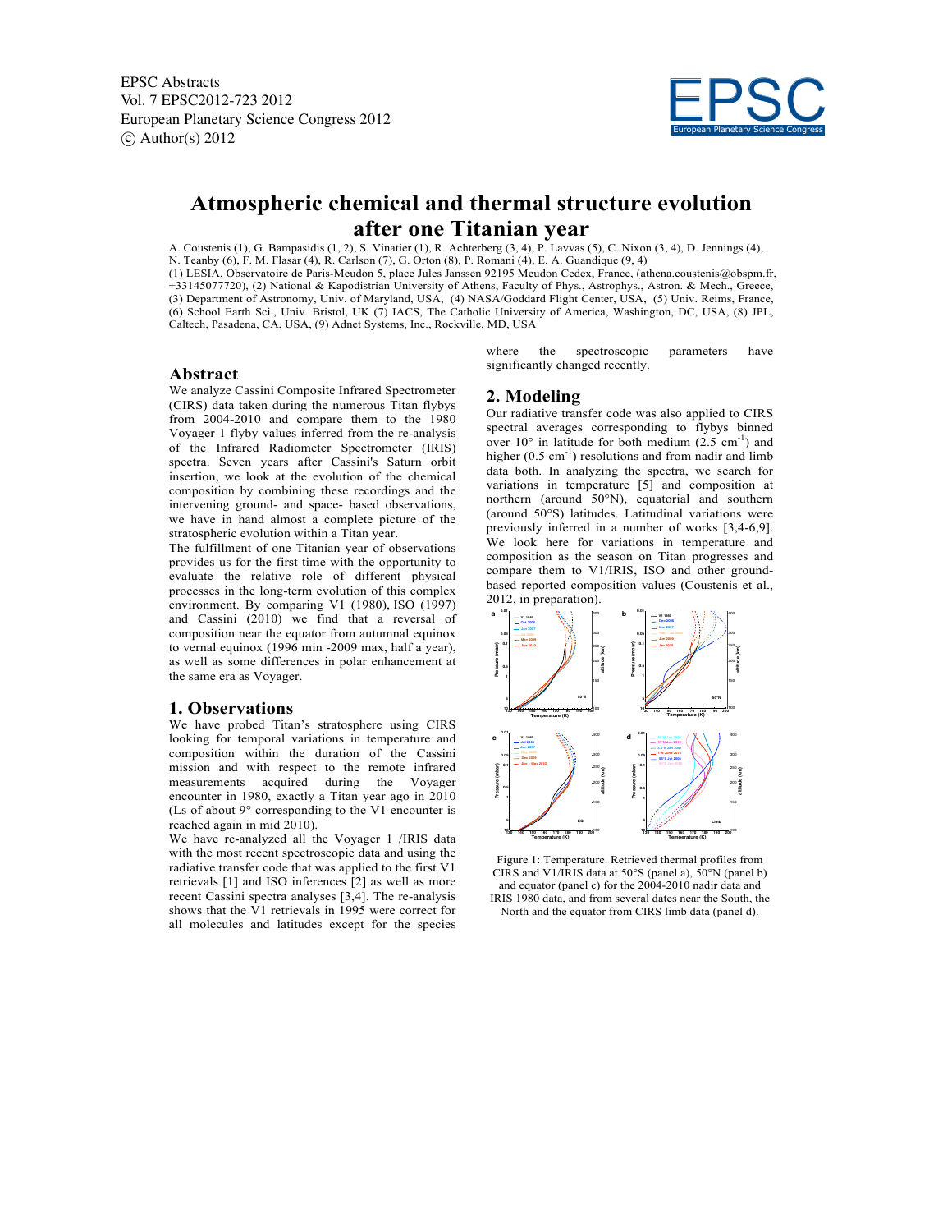# Atmospheric chemical and thermal structure evolution after one Titanian year

A. Coustenis (1), G. Bampasidis (1, 2), S. Vinatier (1), R. Achterberg (3, 4), P. Lavvas (5), C. Nixon (3, 4), D. Jennings (4), N. Teanby (6), F. M. Flasar (4), R. Carlson (7), G. Orton (8), P. Romani (4), E. A. Guandique (9, 4)

(1) LESIA, Observatoire de Paris-Meudon 5, place Jules Janssen 92195 Meudon Cedex, France, (athena.coustenis@obspm.fr, +33145077720), (2) National & Kapodistrian University of Athens, Faculty of Phys., Astrophys., Astron. & Mech., Greece, (3) Department of Astronomy, Univ. of Maryland, USA, (4) NASA/Goddard Flight Center, USA, (5) Univ. Reims, France, (6) School Earth Sci., Univ. Bristol, UK (7) IACS, The Catholic University of America, Washington, DC, USA, (8) JPL, Caltech, Pasadena, CA, USA, (9) Adnet Systems, Inc., Rockville, MD, USA

## Abstract

We analyze Cassini Composite Infrared Spectrometer (CIRS) data taken during the numerous Titan flybys from 2004-2010 and compare them to the 1980 Voyager 1 flyby values inferred from the re-analysis of the Infrared Radiometer Spectrometer (IRIS) spectra. Seven years after Cassini's Saturn orbit insertion, we look at the evolution of the chemical composition by combining these recordings and the intervening ground- and space- based observations, we have in hand almost a complete picture of the stratospheric evolution within a Titan year.

The fulfillment of one Titanian year of observations provides us for the first time with the opportunity to evaluate the relative role of different physical processes in the long-term evolution of this complex environment. By comparing V1 (1980), ISO (1997) and Cassini (2010) we find that a reversal of composition near the equator from autumnal equinox to vernal equinox (1996 min -2009 max, half a year), as well as some differences in polar enhancement at the same era as Voyager.

## 1. Observations

We have probed Titan's stratosphere using CIRS looking for temporal variations in temperature and composition within the duration of the Cassini mission and with respect to the remote infrared measurements acquired during the Voyager encounter in 1980, exactly a Titan year ago in 2010 (Ls of about 9° corresponding to the V1 encounter is reached again in mid 2010).

We have re-analyzed all the Voyager 1 /IRIS data with the most recent spectroscopic data and using the radiative transfer code that was applied to the first V1 retrievals [1] and ISO inferences [2] as well as more recent Cassini spectra analyses [3,4]. The re-analysis shows that the V1 retrievals in 1995 were correct for all molecules and latitudes except for the species where the spectroscopic parameters have significantly changed recently.

## 2. Modeling

Our radiative transfer code was also applied to CIRS spectral averages corresponding to flybys binned over 10° in latitude for both medium (2.5 cm$^{-1}$) and higher (0.5 cm$^{-1}$) resolutions and from nadir and limb data both. In analyzing the spectra, we search for variations in temperature [5] and composition at northern (around 50°N), equatorial and southern (around 50°S) latitudes. Latitudinal variations were previously inferred in a number of works [3,4-6,9]. We look here for variations in temperature and composition as the season on Titan progresses and compare them to V1/IRIS, ISO and other ground-based reported composition values (Coustenis et al., 2012, in preparation).

Figure 1: Temperature. Retrieved thermal profiles from CIRS and V1/IRIS data at 50°S (panel a), 50°N (panel b) and equator (panel c) for the 2004-2010 nadir data and IRIS 1980 data, and from several dates near the South, the North and the equator from CIRS limb data (panel d).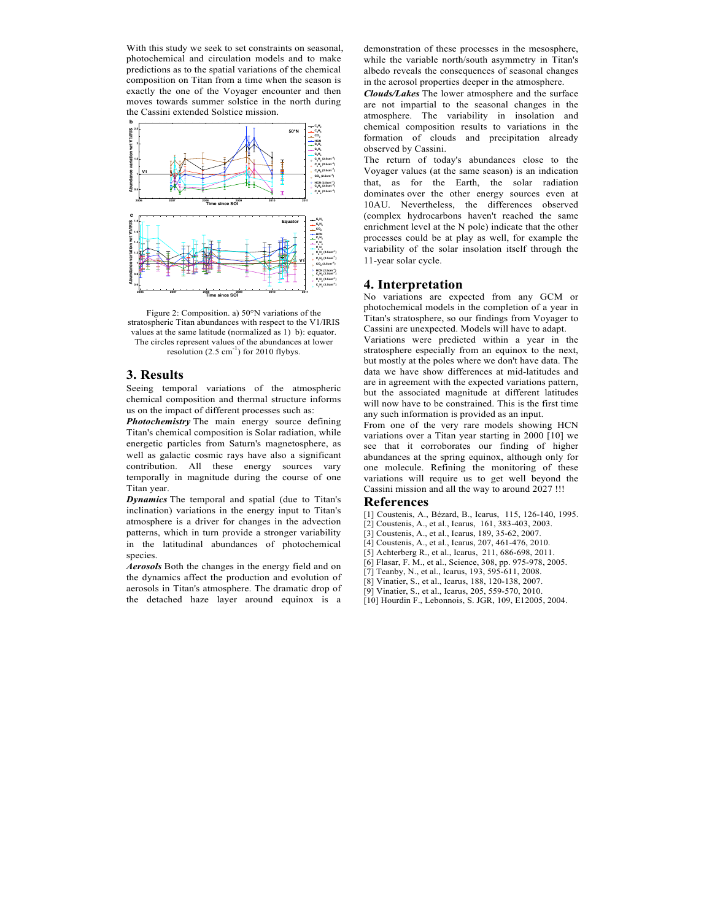With this study we seek to set constraints on seasonal, photochemical and circulation models and to make predictions as to the spatial variations of the chemical composition on Titan from a time when the season is exactly the one of the Voyager encounter and then moves towards summer solstice in the north during the Cassini extended Solstice mission.

b

50°N

Abundance variation wrt V1/IRIS

V1

Time since SOI

c

Equator

Abundance variation wrt V1/IRIS

V1

Time since SOI

Figure 2: Composition. a) 50°N variations of the stratospheric Titan abundances with respect to the V1/IRIS values at the same latitude (normalized as 1) b): equator. The circles represent values of the abundances at lower resolution (2.5 cm$^{-1}$) for 2010 flybys.

## 3. Results

Seeing temporal variations of the atmospheric chemical composition and thermal structure informs us on the impact of different processes such as:

***Photochemistry*** The main energy source defining Titan's chemical composition is Solar radiation, while energetic particles from Saturn's magnetosphere, as well as galactic cosmic rays have also a significant contribution. All these energy sources vary temporally in magnitude during the course of one Titan year.

***Dynamics*** The temporal and spatial (due to Titan's inclination) variations in the energy input to Titan's atmosphere is a driver for changes in the advection patterns, which in turn provide a stronger variability in the latitudinal abundances of photochemical species.

***Aerosols*** Both the changes in the energy field and on the dynamics affect the production and evolution of aerosols in Titan's atmosphere. The dramatic drop of the detached haze layer around equinox is a demonstration of these processes in the mesosphere, while the variable north/south asymmetry in Titan's albedo reveals the consequences of seasonal changes in the aerosol properties deeper in the atmosphere.

***Clouds/Lakes*** The lower atmosphere and the surface are not impartial to the seasonal changes in the atmosphere. The variability in insolation and chemical composition results to variations in the formation of clouds and precipitation already observed by Cassini.

The return of today's abundances close to the Voyager values (at the same season) is an indication that, as for the Earth, the solar radiation dominates over the other energy sources even at 10AU. Nevertheless, the differences observed (complex hydrocarbons haven't reached the same enrichment level at the N pole) indicate that the other processes could be at play as well, for example the variability of the solar insolation itself through the 11-year solar cycle.

## 4. Interpretation

No variations are expected from any GCM or photochemical models in the completion of a year in Titan's stratosphere, so our findings from Voyager to Cassini are unexpected. Models will have to adapt.

Variations were predicted within a year in the stratosphere especially from an equinox to the next, but mostly at the poles where we don't have data. The data we have show differences at mid-latitudes and are in agreement with the expected variations pattern, but the associated magnitude at different latitudes will now have to be constrained. This is the first time any such information is provided as an input.

From one of the very rare models showing HCN variations over a Titan year starting in 2000 [10] we see that it corroborates our finding of higher abundances at the spring equinox, although only for one molecule. Refining the monitoring of these variations will require us to get well beyond the Cassini mission and all the way to around 2027 !!!

## References

[1] Coustenis, A., Bézard, B., Icarus, 115, 126-140, 1995.
[2] Coustenis, A., et al., Icarus, 161, 383-403, 2003.
[3] Coustenis, A., et al., Icarus, 189, 35-62, 2007.
[4] Coustenis, A., et al., Icarus, 207, 461-476, 2010.
[5] Achterberg R., et al., Icarus, 211, 686-698, 2011.
[6] Flasar, F. M., et al., Science, 308, pp. 975-978, 2005.
[7] Teanby, N., et al., Icarus, 193, 595-611, 2008.
[8] Vinatier, S., et al., Icarus, 188, 120-138, 2007.
[9] Vinatier, S., et al., Icarus, 205, 559-570, 2010.
[10] Hourdin F., Lebonnois, S. JGR, 109, E12005, 2004.